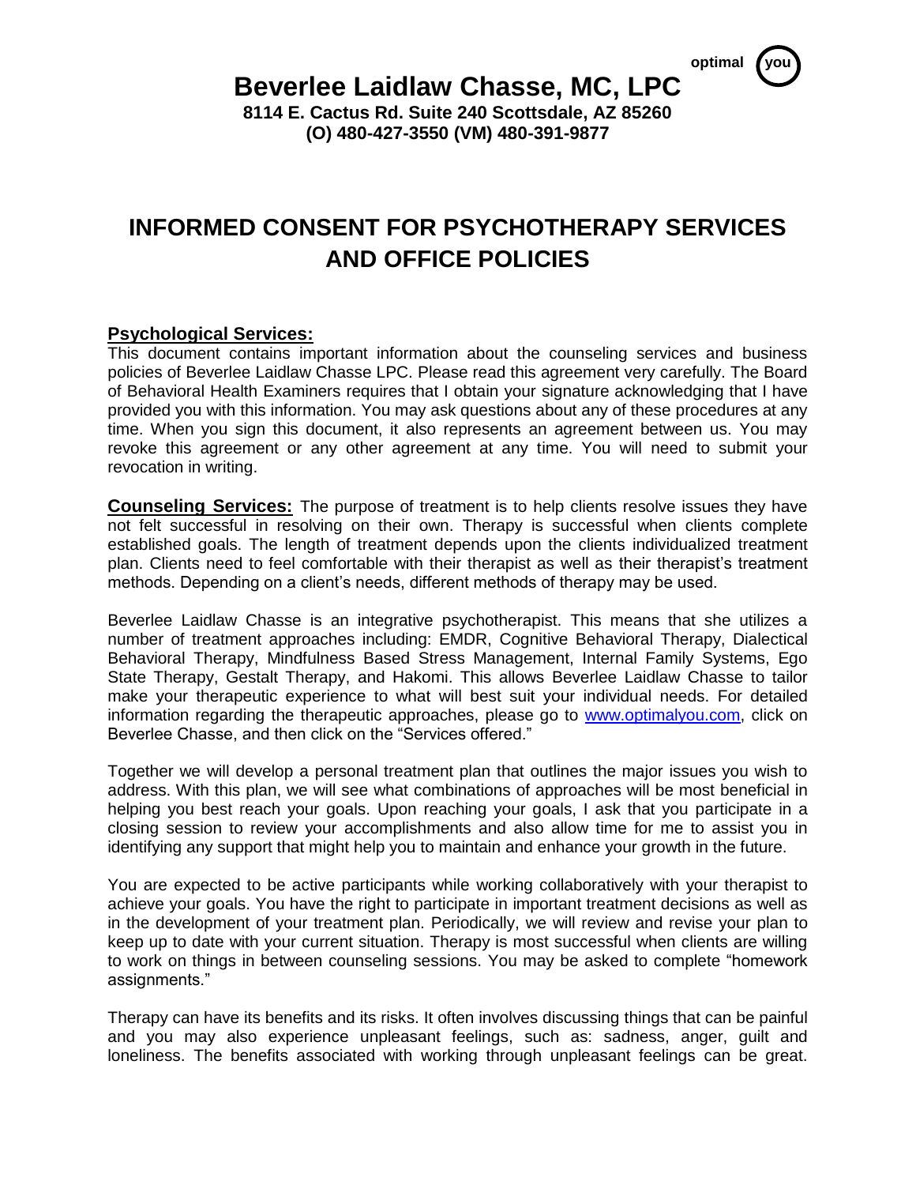optimal you

# Beverlee Laidlaw Chasse, MC, LPC

**8114 E. Cactus Rd. Suite 240 Scottsdale, AZ 85260**
**(O) 480-427-3550 (VM) 480-391-9877**

# INFORMED CONSENT FOR PSYCHOTHERAPY SERVICES AND OFFICE POLICIES

## Psychological Services:

This document contains important information about the counseling services and business policies of Beverlee Laidlaw Chasse LPC. Please read this agreement very carefully. The Board of Behavioral Health Examiners requires that I obtain your signature acknowledging that I have provided you with this information. You may ask questions about any of these procedures at any time. When you sign this document, it also represents an agreement between us. You may revoke this agreement or any other agreement at any time. You will need to submit your revocation in writing.

**Counseling Services:** The purpose of treatment is to help clients resolve issues they have not felt successful in resolving on their own. Therapy is successful when clients complete established goals. The length of treatment depends upon the clients individualized treatment plan. Clients need to feel comfortable with their therapist as well as their therapist's treatment methods. Depending on a client's needs, different methods of therapy may be used.

Beverlee Laidlaw Chasse is an integrative psychotherapist. This means that she utilizes a number of treatment approaches including: EMDR, Cognitive Behavioral Therapy, Dialectical Behavioral Therapy, Mindfulness Based Stress Management, Internal Family Systems, Ego State Therapy, Gestalt Therapy, and Hakomi. This allows Beverlee Laidlaw Chasse to tailor make your therapeutic experience to what will best suit your individual needs. For detailed information regarding the therapeutic approaches, please go to www.optimalyou.com, click on Beverlee Chasse, and then click on the "Services offered."

Together we will develop a personal treatment plan that outlines the major issues you wish to address. With this plan, we will see what combinations of approaches will be most beneficial in helping you best reach your goals. Upon reaching your goals, I ask that you participate in a closing session to review your accomplishments and also allow time for me to assist you in identifying any support that might help you to maintain and enhance your growth in the future.

You are expected to be active participants while working collaboratively with your therapist to achieve your goals. You have the right to participate in important treatment decisions as well as in the development of your treatment plan. Periodically, we will review and revise your plan to keep up to date with your current situation. Therapy is most successful when clients are willing to work on things in between counseling sessions. You may be asked to complete "homework assignments."

Therapy can have its benefits and its risks. It often involves discussing things that can be painful and you may also experience unpleasant feelings, such as: sadness, anger, guilt and loneliness. The benefits associated with working through unpleasant feelings can be great.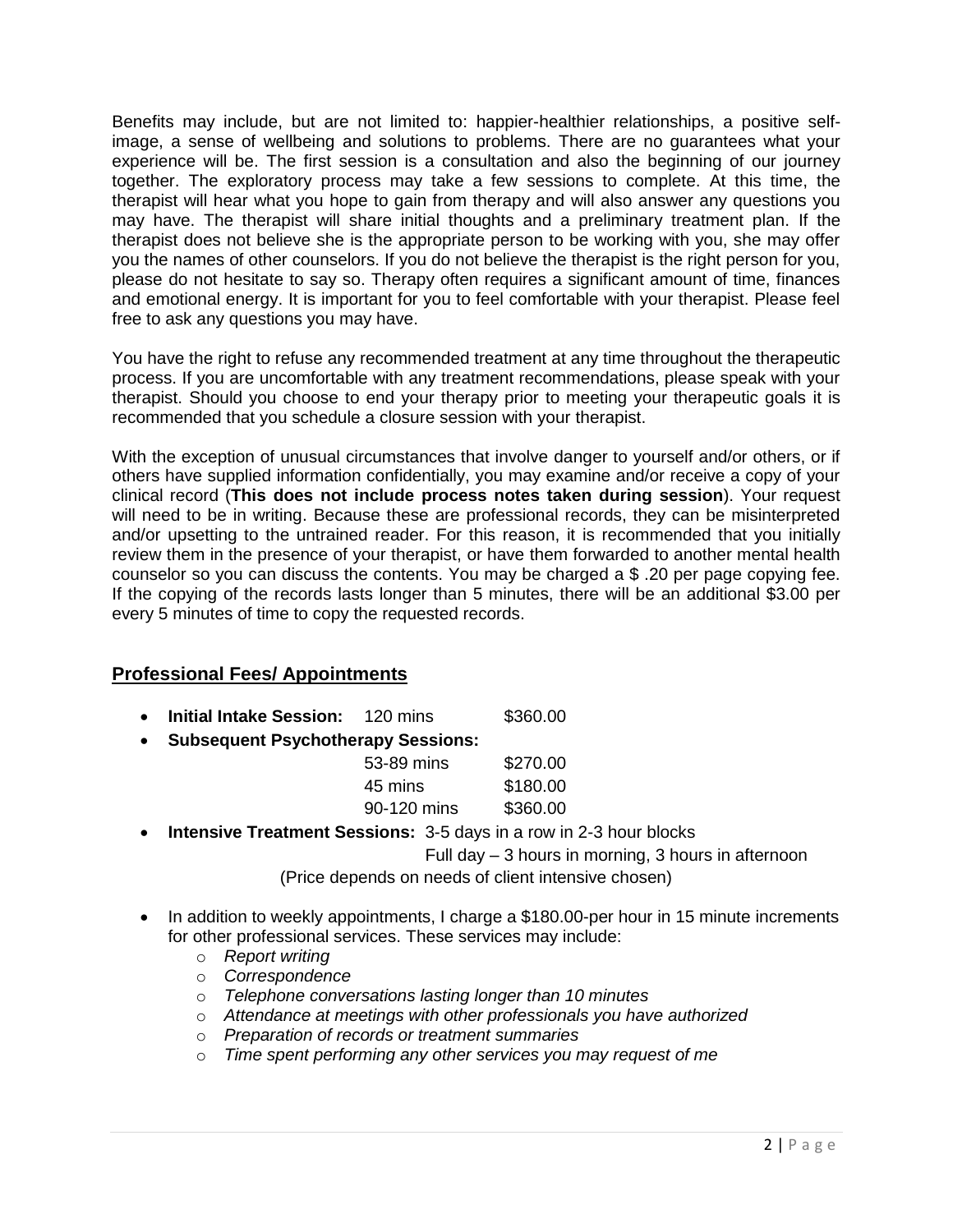Benefits may include, but are not limited to: happier-healthier relationships, a positive self-image, a sense of wellbeing and solutions to problems. There are no guarantees what your experience will be. The first session is a consultation and also the beginning of our journey together. The exploratory process may take a few sessions to complete. At this time, the therapist will hear what you hope to gain from therapy and will also answer any questions you may have. The therapist will share initial thoughts and a preliminary treatment plan. If the therapist does not believe she is the appropriate person to be working with you, she may offer you the names of other counselors. If you do not believe the therapist is the right person for you, please do not hesitate to say so. Therapy often requires a significant amount of time, finances and emotional energy. It is important for you to feel comfortable with your therapist. Please feel free to ask any questions you may have.

You have the right to refuse any recommended treatment at any time throughout the therapeutic process. If you are uncomfortable with any treatment recommendations, please speak with your therapist. Should you choose to end your therapy prior to meeting your therapeutic goals it is recommended that you schedule a closure session with your therapist.

With the exception of unusual circumstances that involve danger to yourself and/or others, or if others have supplied information confidentially, you may examine and/or receive a copy of your clinical record (**This does not include process notes taken during session**). Your request will need to be in writing. Because these are professional records, they can be misinterpreted and/or upsetting to the untrained reader. For this reason, it is recommended that you initially review them in the presence of your therapist, or have them forwarded to another mental health counselor so you can discuss the contents. You may be charged a $ .20 per page copying fee. If the copying of the records lasts longer than 5 minutes, there will be an additional $3.00 per every 5 minutes of time to copy the requested records.

## Professional Fees/ Appointments

- **Initial Intake Session:** 120 mins $360.00
- **Subsequent Psychotherapy Sessions:**
  - 53-89 mins $270.00
  - 45 mins $180.00
  - 90-120 mins $360.00
- **Intensive Treatment Sessions:** 3-5 days in a row in 2-3 hour blocks
  Full day – 3 hours in morning, 3 hours in afternoon
  (Price depends on needs of client intensive chosen)

- In addition to weekly appointments, I charge a $180.00-per hour in 15 minute increments for other professional services. These services may include:
  - *Report writing*
  - *Correspondence*
  - *Telephone conversations lasting longer than 10 minutes*
  - *Attendance at meetings with other professionals you have authorized*
  - *Preparation of records or treatment summaries*
  - *Time spent performing any other services you may request of me*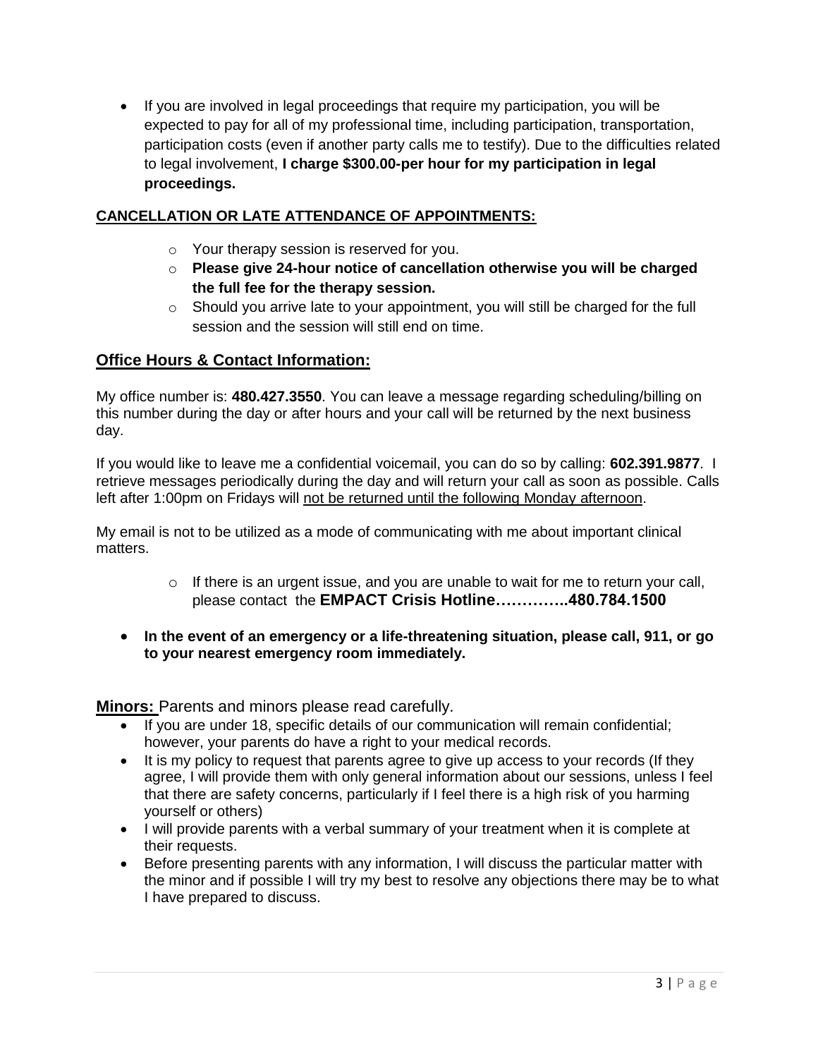- If you are involved in legal proceedings that require my participation, you will be expected to pay for all of my professional time, including participation, transportation, participation costs (even if another party calls me to testify). Due to the difficulties related to legal involvement, **I charge $300.00-per hour for my participation in legal proceedings.**

## CANCELLATION OR LATE ATTENDANCE OF APPOINTMENTS:

- Your therapy session is reserved for you.
- **Please give 24-hour notice of cancellation otherwise you will be charged the full fee for the therapy session.**
- Should you arrive late to your appointment, you will still be charged for the full session and the session will still end on time.

## Office Hours & Contact Information:

My office number is: **480.427.3550**. You can leave a message regarding scheduling/billing on this number during the day or after hours and your call will be returned by the next business day.

If you would like to leave me a confidential voicemail, you can do so by calling: **602.391.9877**. I retrieve messages periodically during the day and will return your call as soon as possible. Calls left after 1:00pm on Fridays will not be returned until the following Monday afternoon.

My email is not to be utilized as a mode of communicating with me about important clinical matters.

- If there is an urgent issue, and you are unable to wait for me to return your call, please contact the **EMPACT Crisis Hotline…………..480.784.1500**

- **In the event of an emergency or a life-threatening situation, please call, 911, or go to your nearest emergency room immediately.**

**Minors:** Parents and minors please read carefully.

- If you are under 18, specific details of our communication will remain confidential; however, your parents do have a right to your medical records.
- It is my policy to request that parents agree to give up access to your records (If they agree, I will provide them with only general information about our sessions, unless I feel that there are safety concerns, particularly if I feel there is a high risk of you harming yourself or others)
- I will provide parents with a verbal summary of your treatment when it is complete at their requests.
- Before presenting parents with any information, I will discuss the particular matter with the minor and if possible I will try my best to resolve any objections there may be to what I have prepared to discuss.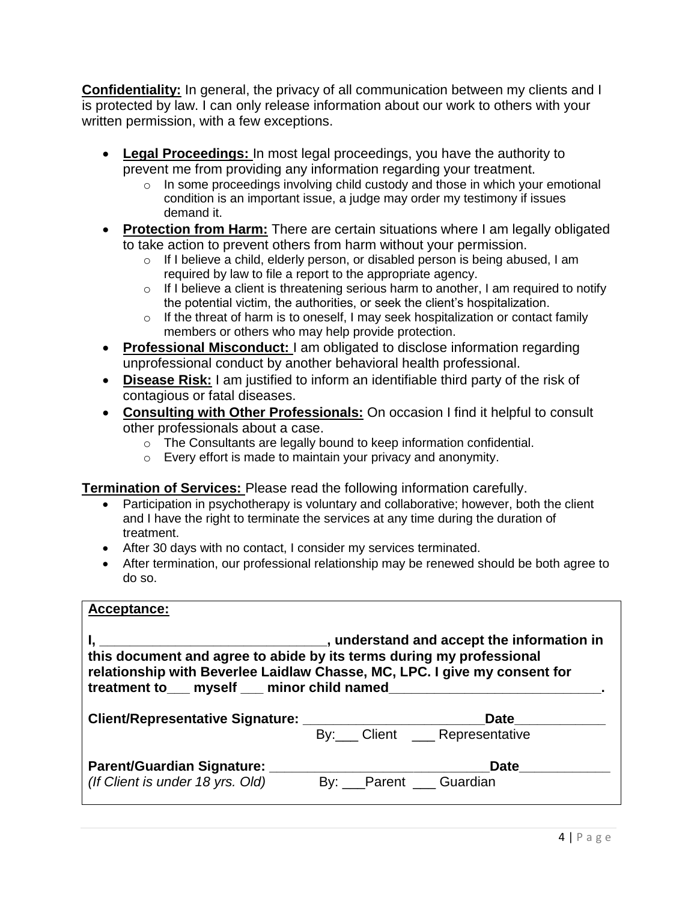**Confidentiality:** In general, the privacy of all communication between my clients and I is protected by law. I can only release information about our work to others with your written permission, with a few exceptions.

- **Legal Proceedings:** In most legal proceedings, you have the authority to prevent me from providing any information regarding your treatment.
  - In some proceedings involving child custody and those in which your emotional condition is an important issue, a judge may order my testimony if issues demand it.
- **Protection from Harm:** There are certain situations where I am legally obligated to take action to prevent others from harm without your permission.
  - If I believe a child, elderly person, or disabled person is being abused, I am required by law to file a report to the appropriate agency.
  - If I believe a client is threatening serious harm to another, I am required to notify the potential victim, the authorities, or seek the client's hospitalization.
  - If the threat of harm is to oneself, I may seek hospitalization or contact family members or others who may help provide protection.
- **Professional Misconduct:** I am obligated to disclose information regarding unprofessional conduct by another behavioral health professional.
- **Disease Risk:** I am justified to inform an identifiable third party of the risk of contagious or fatal diseases.
- **Consulting with Other Professionals:** On occasion I find it helpful to consult other professionals about a case.
  - The Consultants are legally bound to keep information confidential.
  - Every effort is made to maintain your privacy and anonymity.

**Termination of Services:** Please read the following information carefully.

- Participation in psychotherapy is voluntary and collaborative; however, both the client and I have the right to terminate the services at any time during the duration of treatment.
- After 30 days with no contact, I consider my services terminated.
- After termination, our professional relationship may be renewed should be both agree to do so.

**Acceptance:**

**I, ______________________________, understand and accept the information in this document and agree to abide by its terms during my professional relationship with Beverlee Laidlaw Chasse, MC, LPC. I give my consent for treatment to___ myself ___ minor child named_____________________________.**

**Client/Representative Signature:** ________________________**Date**____________
By:___ Client ___ Representative

**Parent/Guardian Signature:** ____________________________**Date**____________
*(If Client is under 18 yrs. Old)* By: ___Parent ___ Guardian